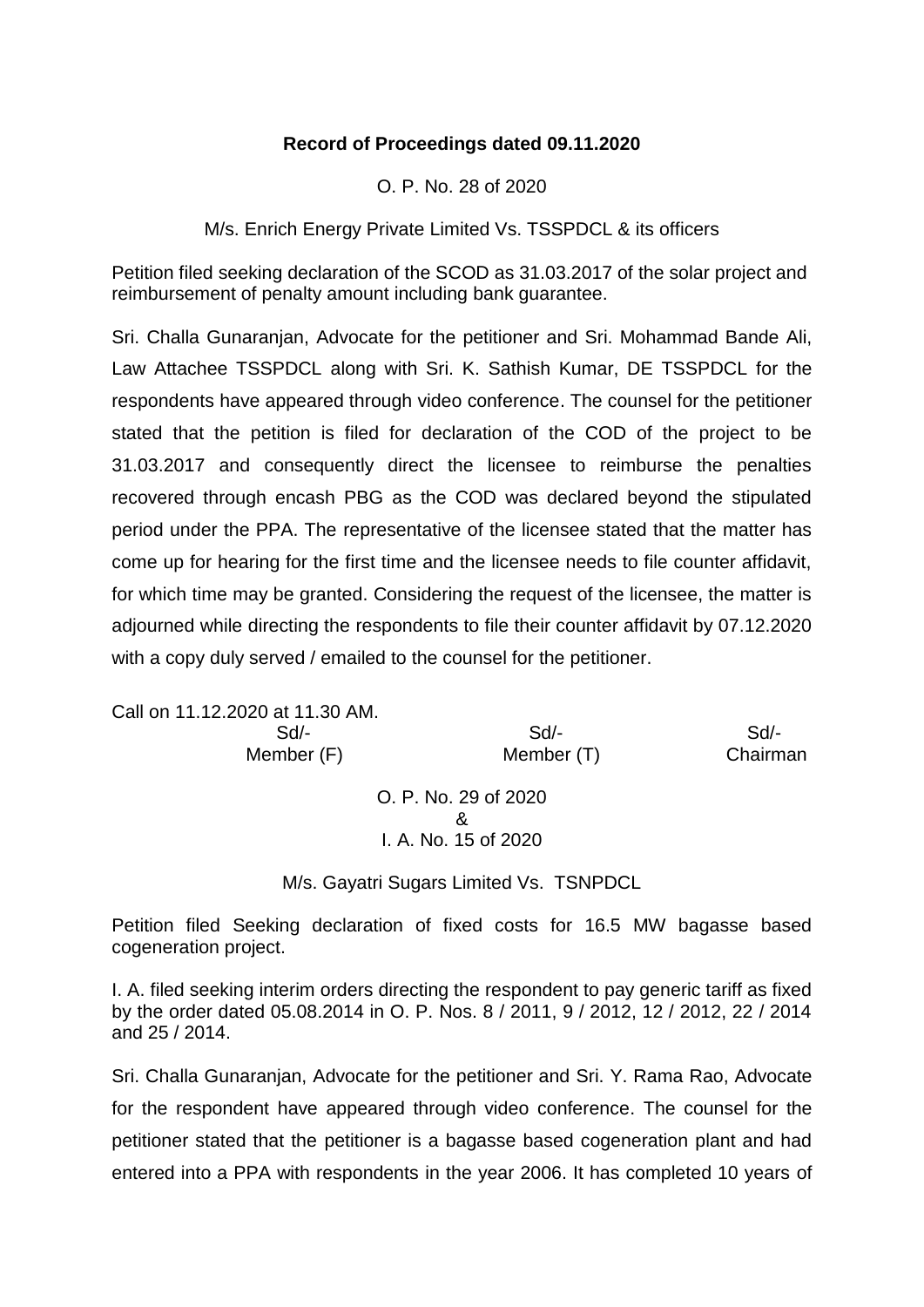**Record of Proceedings dated 09.11.2020**

O. P. No. 28 of 2020

M/s. Enrich Energy Private Limited Vs. TSSPDCL & its officers

Petition filed seeking declaration of the SCOD as 31.03.2017 of the solar project and reimbursement of penalty amount including bank guarantee.

Sri. Challa Gunaranjan, Advocate for the petitioner and Sri. Mohammad Bande Ali, Law Attachee TSSPDCL along with Sri. K. Sathish Kumar, DE TSSPDCL for the respondents have appeared through video conference. The counsel for the petitioner stated that the petition is filed for declaration of the COD of the project to be 31.03.2017 and consequently direct the licensee to reimburse the penalties recovered through encash PBG as the COD was declared beyond the stipulated period under the PPA. The representative of the licensee stated that the matter has come up for hearing for the first time and the licensee needs to file counter affidavit, for which time may be granted. Considering the request of the licensee, the matter is adjourned while directing the respondents to file their counter affidavit by 07.12.2020 with a copy duly served / emailed to the counsel for the petitioner.

Call on 11.12.2020 at 11.30 AM.

| Sd/- | Sd/- | Sd/- |
|---|---|---|
| Member (F) | Member (T) | Chairman |

O. P. No. 29 of 2020
&
I. A. No. 15 of 2020

M/s. Gayatri Sugars Limited Vs. TSNPDCL

Petition filed Seeking declaration of fixed costs for 16.5 MW bagasse based cogeneration project.

I. A. filed seeking interim orders directing the respondent to pay generic tariff as fixed by the order dated 05.08.2014 in O. P. Nos. 8 / 2011, 9 / 2012, 12 / 2012, 22 / 2014 and 25 / 2014.

Sri. Challa Gunaranjan, Advocate for the petitioner and Sri. Y. Rama Rao, Advocate for the respondent have appeared through video conference. The counsel for the petitioner stated that the petitioner is a bagasse based cogeneration plant and had entered into a PPA with respondents in the year 2006. It has completed 10 years of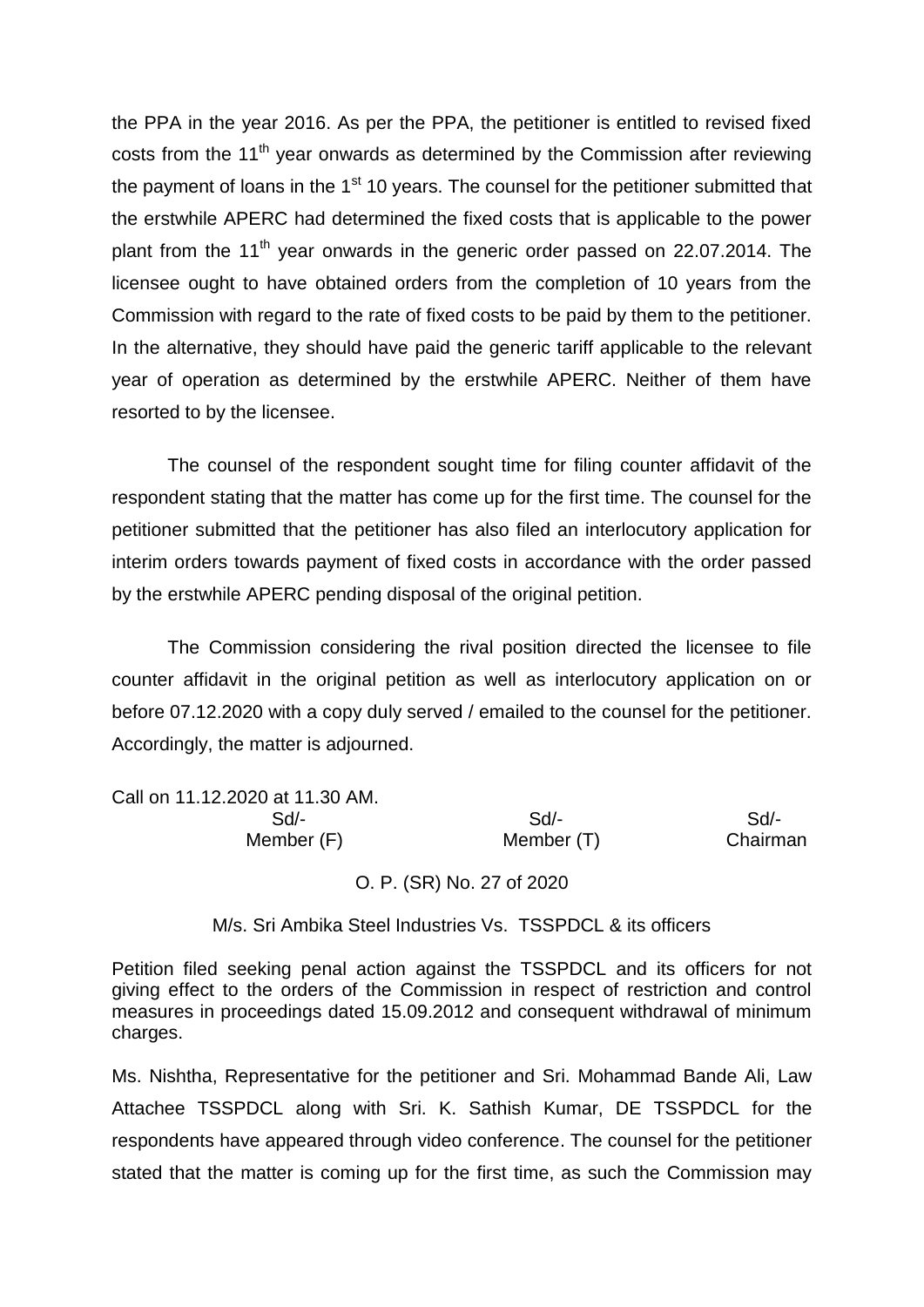the PPA in the year 2016. As per the PPA, the petitioner is entitled to revised fixed costs from the 11th year onwards as determined by the Commission after reviewing the payment of loans in the 1st 10 years. The counsel for the petitioner submitted that the erstwhile APERC had determined the fixed costs that is applicable to the power plant from the 11th year onwards in the generic order passed on 22.07.2014. The licensee ought to have obtained orders from the completion of 10 years from the Commission with regard to the rate of fixed costs to be paid by them to the petitioner. In the alternative, they should have paid the generic tariff applicable to the relevant year of operation as determined by the erstwhile APERC. Neither of them have resorted to by the licensee.

The counsel of the respondent sought time for filing counter affidavit of the respondent stating that the matter has come up for the first time. The counsel for the petitioner submitted that the petitioner has also filed an interlocutory application for interim orders towards payment of fixed costs in accordance with the order passed by the erstwhile APERC pending disposal of the original petition.

The Commission considering the rival position directed the licensee to file counter affidavit in the original petition as well as interlocutory application on or before 07.12.2020 with a copy duly served / emailed to the counsel for the petitioner. Accordingly, the matter is adjourned.

Call on 11.12.2020 at 11.30 AM.

| Sd/- | Sd/- | Sd/- |
|---|---|---|
| Member (F) | Member (T) | Chairman |

O. P. (SR) No. 27 of 2020

M/s. Sri Ambika Steel Industries Vs. TSSPDCL & its officers

Petition filed seeking penal action against the TSSPDCL and its officers for not giving effect to the orders of the Commission in respect of restriction and control measures in proceedings dated 15.09.2012 and consequent withdrawal of minimum charges.

Ms. Nishtha, Representative for the petitioner and Sri. Mohammad Bande Ali, Law Attachee TSSPDCL along with Sri. K. Sathish Kumar, DE TSSPDCL for the respondents have appeared through video conference. The counsel for the petitioner stated that the matter is coming up for the first time, as such the Commission may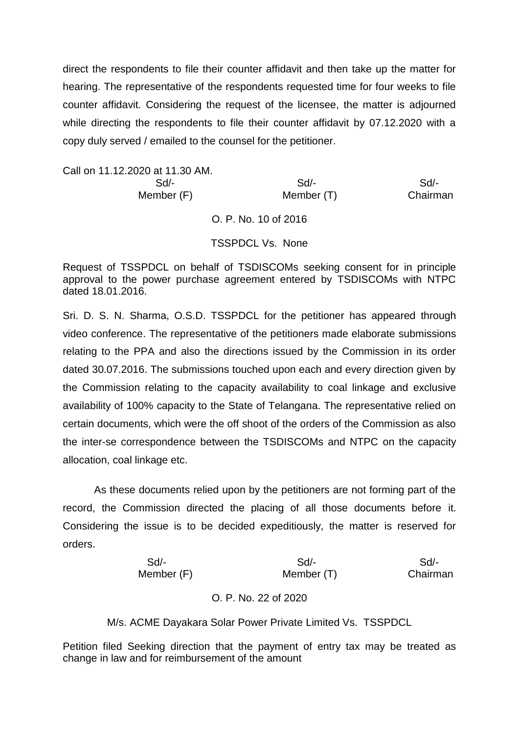direct the respondents to file their counter affidavit and then take up the matter for hearing. The representative of the respondents requested time for four weeks to file counter affidavit. Considering the request of the licensee, the matter is adjourned while directing the respondents to file their counter affidavit by 07.12.2020 with a copy duly served / emailed to the counsel for the petitioner.

Call on 11.12.2020 at 11.30 AM.

| Sd/- | Sd/- | Sd/- |
|---|---|---|
| Member (F) | Member (T) | Chairman |

O. P. No. 10 of 2016

TSSPDCL Vs. None

Request of TSSPDCL on behalf of TSDISCOMs seeking consent for in principle approval to the power purchase agreement entered by TSDISCOMs with NTPC dated 18.01.2016.

Sri. D. S. N. Sharma, O.S.D. TSSPDCL for the petitioner has appeared through video conference. The representative of the petitioners made elaborate submissions relating to the PPA and also the directions issued by the Commission in its order dated 30.07.2016. The submissions touched upon each and every direction given by the Commission relating to the capacity availability to coal linkage and exclusive availability of 100% capacity to the State of Telangana. The representative relied on certain documents, which were the off shoot of the orders of the Commission as also the inter-se correspondence between the TSDISCOMs and NTPC on the capacity allocation, coal linkage etc.

As these documents relied upon by the petitioners are not forming part of the record, the Commission directed the placing of all those documents before it. Considering the issue is to be decided expeditiously, the matter is reserved for orders.

| Sd/- | Sd/- | Sd/- |
|---|---|---|
| Member (F) | Member (T) | Chairman |

O. P. No. 22 of 2020

M/s. ACME Dayakara Solar Power Private Limited Vs. TSSPDCL

Petition filed Seeking direction that the payment of entry tax may be treated as change in law and for reimbursement of the amount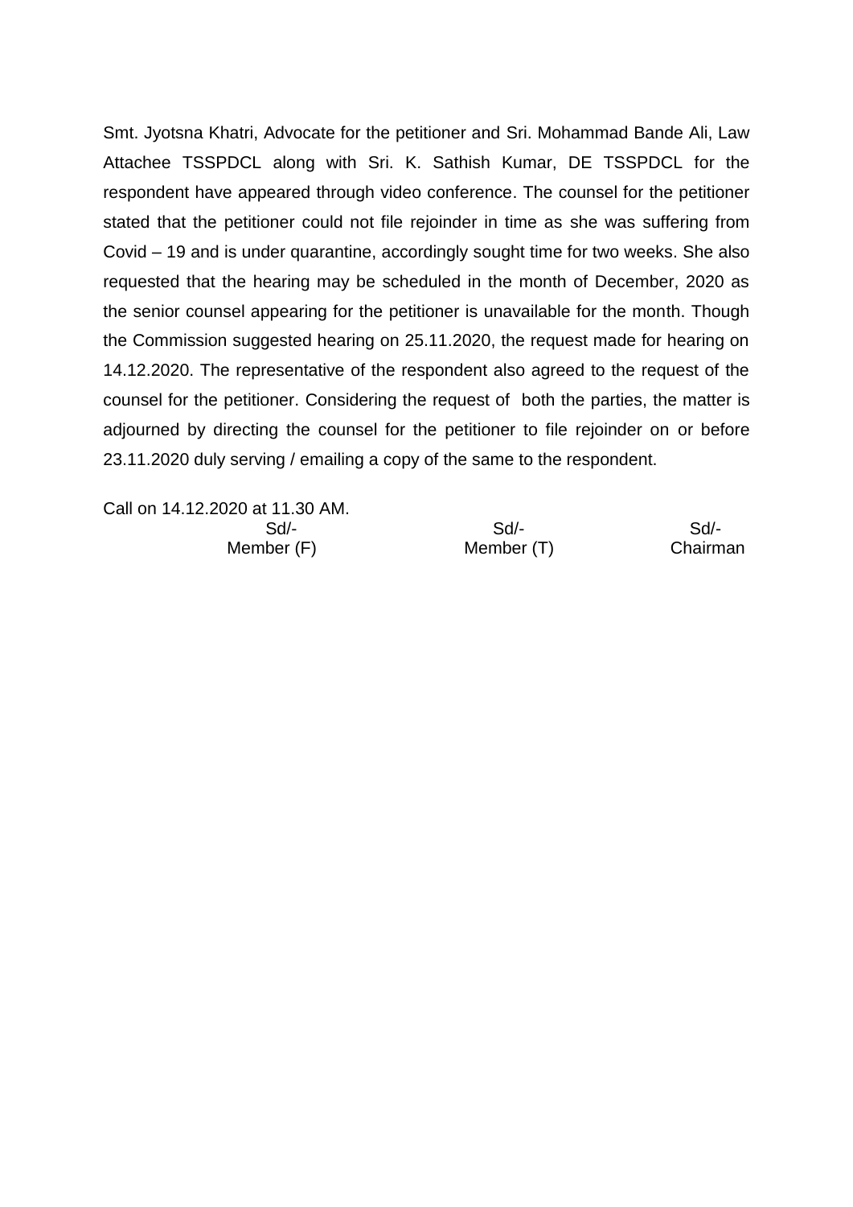Smt. Jyotsna Khatri, Advocate for the petitioner and Sri. Mohammad Bande Ali, Law Attachee TSSPDCL along with Sri. K. Sathish Kumar, DE TSSPDCL for the respondent have appeared through video conference. The counsel for the petitioner stated that the petitioner could not file rejoinder in time as she was suffering from Covid – 19 and is under quarantine, accordingly sought time for two weeks. She also requested that the hearing may be scheduled in the month of December, 2020 as the senior counsel appearing for the petitioner is unavailable for the month. Though the Commission suggested hearing on 25.11.2020, the request made for hearing on 14.12.2020. The representative of the respondent also agreed to the request of the counsel for the petitioner. Considering the request of both the parties, the matter is adjourned by directing the counsel for the petitioner to file rejoinder on or before 23.11.2020 duly serving / emailing a copy of the same to the respondent.

Call on 14.12.2020 at 11.30 AM.

| | | |
|---|---|---|
| Sd/- | Sd/- | Sd/- |
| Member (F) | Member (T) | Chairman |